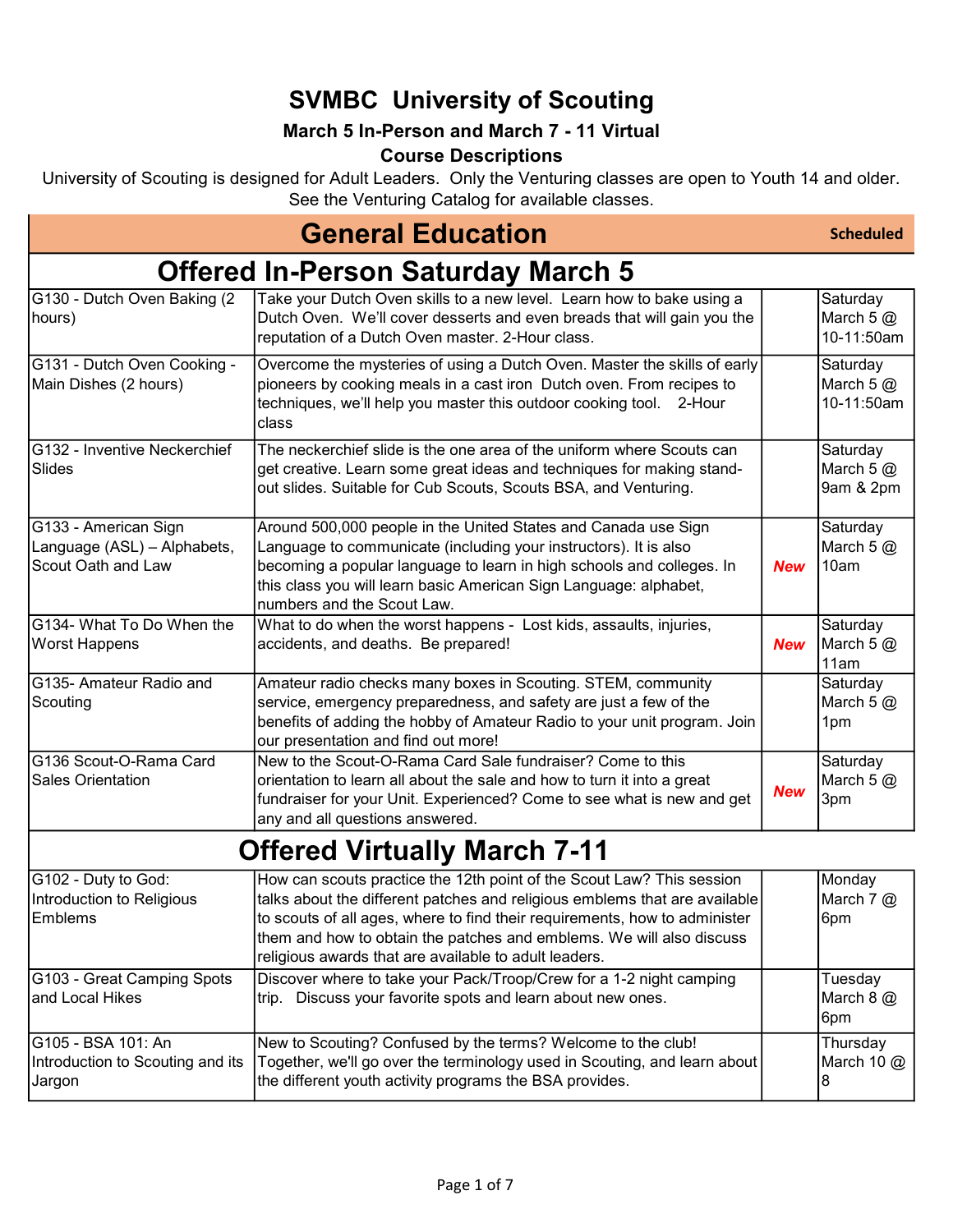# SVMBC University of Scouting

**March 5 In-Person and March 7 - 11 Virtual**

**Course Descriptions**

University of Scouting is designed for Adult Leaders. Only the Venturing classes are open to Youth 14 and older. See the Venturing Catalog for available classes.

## General Education

| Course | Description | | Scheduled |
|---|---|---|---|
| **Offered In-Person Saturday March 5** | | | |
| G130 - Dutch Oven Baking (2 hours) | Take your Dutch Oven skills to a new level. Learn how to bake using a Dutch Oven. We'll cover desserts and even breads that will gain you the reputation of a Dutch Oven master. 2-Hour class. | | Saturday March 5 @ 10-11:50am |
| G131 - Dutch Oven Cooking - Main Dishes (2 hours) | Overcome the mysteries of using a Dutch Oven. Master the skills of early pioneers by cooking meals in a cast iron Dutch oven. From recipes to techniques, we'll help you master this outdoor cooking tool. 2-Hour class | | Saturday March 5 @ 10-11:50am |
| G132 - Inventive Neckerchief Slides | The neckerchief slide is the one area of the uniform where Scouts can get creative. Learn some great ideas and techniques for making stand-out slides. Suitable for Cub Scouts, Scouts BSA, and Venturing. | | Saturday March 5 @ 9am & 2pm |
| G133 - American Sign Language (ASL) – Alphabets, Scout Oath and Law | Around 500,000 people in the United States and Canada use Sign Language to communicate (including your instructors). It is also becoming a popular language to learn in high schools and colleges. In this class you will learn basic American Sign Language: alphabet, numbers and the Scout Law. | ***New*** | Saturday March 5 @ 10am |
| G134- What To Do When the Worst Happens | What to do when the worst happens - Lost kids, assaults, injuries, accidents, and deaths. Be prepared! | ***New*** | Saturday March 5 @ 11am |
| G135- Amateur Radio and Scouting | Amateur radio checks many boxes in Scouting. STEM, community service, emergency preparedness, and safety are just a few of the benefits of adding the hobby of Amateur Radio to your unit program. Join our presentation and find out more! | | Saturday March 5 @ 1pm |
| G136 Scout-O-Rama Card Sales Orientation | New to the Scout-O-Rama Card Sale fundraiser? Come to this orientation to learn all about the sale and how to turn it into a great fundraiser for your Unit. Experienced? Come to see what is new and get any and all questions answered. | ***New*** | Saturday March 5 @ 3pm |
| **Offered Virtually March 7-11** | | | |
| G102 - Duty to God: Introduction to Religious Emblems | How can scouts practice the 12th point of the Scout Law? This session talks about the different patches and religious emblems that are available to scouts of all ages, where to find their requirements, how to administer them and how to obtain the patches and emblems. We will also discuss religious awards that are available to adult leaders. | | Monday March 7 @ 6pm |
| G103 - Great Camping Spots and Local Hikes | Discover where to take your Pack/Troop/Crew for a 1-2 night camping trip. Discuss your favorite spots and learn about new ones. | | Tuesday March 8 @ 6pm |
| G105 - BSA 101: An Introduction to Scouting and its Jargon | New to Scouting? Confused by the terms? Welcome to the club! Together, we'll go over the terminology used in Scouting, and learn about the different youth activity programs the BSA provides. | | Thursday March 10 @ 8 |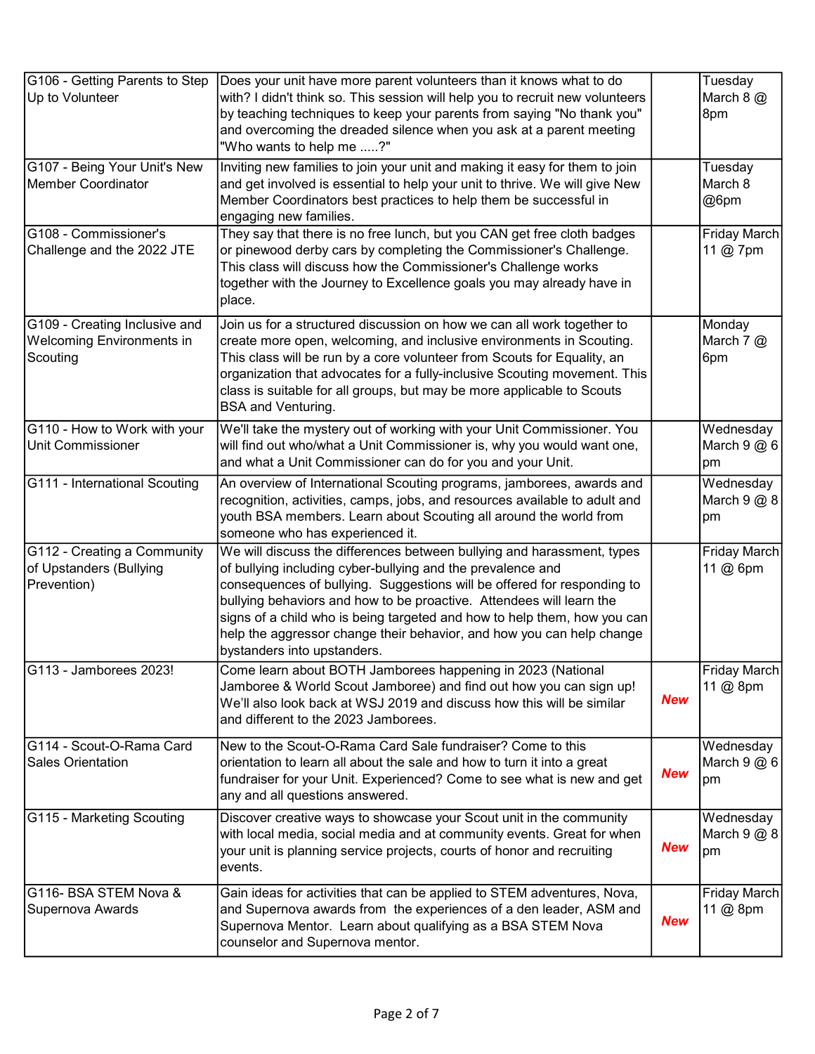| | | | |
|---|---|---|---|
| G106 - Getting Parents to Step Up to Volunteer | Does your unit have more parent volunteers than it knows what to do with? I didn't think so. This session will help you to recruit new volunteers by teaching techniques to keep your parents from saying "No thank you" and overcoming the dreaded silence when you ask at a parent meeting "Who wants to help me .....?" | | Tuesday March 8 @ 8pm |
| G107 - Being Your Unit's New Member Coordinator | Inviting new families to join your unit and making it easy for them to join and get involved is essential to help your unit to thrive. We will give New Member Coordinators best practices to help them be successful in engaging new families. | | Tuesday March 8 @6pm |
| G108 - Commissioner's Challenge and the 2022 JTE | They say that there is no free lunch, but you CAN get free cloth badges or pinewood derby cars by completing the Commissioner's Challenge. This class will discuss how the Commissioner's Challenge works together with the Journey to Excellence goals you may already have in place. | | Friday March 11 @ 7pm |
| G109 - Creating Inclusive and Welcoming Environments in Scouting | Join us for a structured discussion on how we can all work together to create more open, welcoming, and inclusive environments in Scouting. This class will be run by a core volunteer from Scouts for Equality, an organization that advocates for a fully-inclusive Scouting movement. This class is suitable for all groups, but may be more applicable to Scouts BSA and Venturing. | | Monday March 7 @ 6pm |
| G110 - How to Work with your Unit Commissioner | We'll take the mystery out of working with your Unit Commissioner. You will find out who/what a Unit Commissioner is, why you would want one, and what a Unit Commissioner can do for you and your Unit. | | Wednesday March 9 @ 6 pm |
| G111 - International Scouting | An overview of International Scouting programs, jamborees, awards and recognition, activities, camps, jobs, and resources available to adult and youth BSA members. Learn about Scouting all around the world from someone who has experienced it. | | Wednesday March 9 @ 8 pm |
| G112 - Creating a Community of Upstanders (Bullying Prevention) | We will discuss the differences between bullying and harassment, types of bullying including cyber-bullying and the prevalence and consequences of bullying. Suggestions will be offered for responding to bullying behaviors and how to be proactive. Attendees will learn the signs of a child who is being targeted and how to help them, how you can help the aggressor change their behavior, and how you can help change bystanders into upstanders. | | Friday March 11 @ 6pm |
| G113 - Jamborees 2023! | Come learn about BOTH Jamborees happening in 2023 (National Jamboree & World Scout Jamboree) and find out how you can sign up! We'll also look back at WSJ 2019 and discuss how this will be similar and different to the 2023 Jamborees. | ***New*** | Friday March 11 @ 8pm |
| G114 - Scout-O-Rama Card Sales Orientation | New to the Scout-O-Rama Card Sale fundraiser? Come to this orientation to learn all about the sale and how to turn it into a great fundraiser for your Unit. Experienced? Come to see what is new and get any and all questions answered. | ***New*** | Wednesday March 9 @ 6 pm |
| G115 - Marketing Scouting | Discover creative ways to showcase your Scout unit in the community with local media, social media and at community events. Great for when your unit is planning service projects, courts of honor and recruiting events. | ***New*** | Wednesday March 9 @ 8 pm |
| G116- BSA STEM Nova & Supernova Awards | Gain ideas for activities that can be applied to STEM adventures, Nova, and Supernova awards from the experiences of a den leader, ASM and Supernova Mentor. Learn about qualifying as a BSA STEM Nova counselor and Supernova mentor. | ***New*** | Friday March 11 @ 8pm |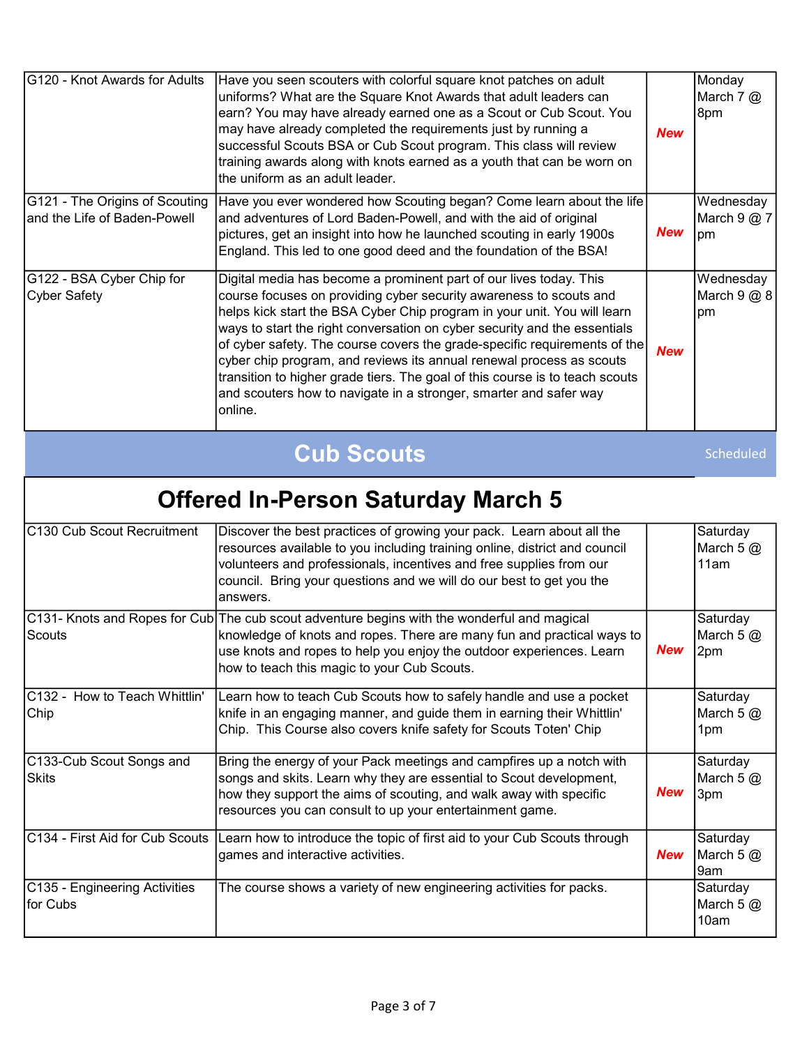| | | | |
|---|---|---|---|
| G120 - Knot Awards for Adults | Have you seen scouters with colorful square knot patches on adult uniforms? What are the Square Knot Awards that adult leaders can earn? You may have already earned one as a Scout or Cub Scout. You may have already completed the requirements just by running a successful Scouts BSA or Cub Scout program. This class will review training awards along with knots earned as a youth that can be worn on the uniform as an adult leader. | ***New*** | Monday March 7 @ 8pm |
| G121 - The Origins of Scouting and the Life of Baden-Powell | Have you ever wondered how Scouting began? Come learn about the life and adventures of Lord Baden-Powell, and with the aid of original pictures, get an insight into how he launched scouting in early 1900s England. This led to one good deed and the foundation of the BSA! | ***New*** | Wednesday March 9 @ 7 pm |
| G122 - BSA Cyber Chip for Cyber Safety | Digital media has become a prominent part of our lives today. This course focuses on providing cyber security awareness to scouts and helps kick start the BSA Cyber Chip program in your unit. You will learn ways to start the right conversation on cyber security and the essentials of cyber safety. The course covers the grade-specific requirements of the cyber chip program, and reviews its annual renewal process as scouts transition to higher grade tiers. The goal of this course is to teach scouts and scouters how to navigate in a stronger, smarter and safer way online. | ***New*** | Wednesday March 9 @ 8 pm |

## Cub Scouts

Scheduled

## Offered In-Person Saturday March 5

| | | | |
|---|---|---|---|
| C130 Cub Scout Recruitment | Discover the best practices of growing your pack. Learn about all the resources available to you including training online, district and council volunteers and professionals, incentives and free supplies from our council. Bring your questions and we will do our best to get you the answers. | | Saturday March 5 @ 11am |
| C131- Knots and Ropes for Cub Scouts | The cub scout adventure begins with the wonderful and magical knowledge of knots and ropes. There are many fun and practical ways to use knots and ropes to help you enjoy the outdoor experiences. Learn how to teach this magic to your Cub Scouts. | ***New*** | Saturday March 5 @ 2pm |
| C132 - How to Teach Whittlin' Chip | Learn how to teach Cub Scouts how to safely handle and use a pocket knife in an engaging manner, and guide them in earning their Whittlin' Chip. This Course also covers knife safety for Scouts Toten' Chip | | Saturday March 5 @ 1pm |
| C133-Cub Scout Songs and Skits | Bring the energy of your Pack meetings and campfires up a notch with songs and skits. Learn why they are essential to Scout development, how they support the aims of scouting, and walk away with specific resources you can consult to up your entertainment game. | ***New*** | Saturday March 5 @ 3pm |
| C134 - First Aid for Cub Scouts | Learn how to introduce the topic of first aid to your Cub Scouts through games and interactive activities. | ***New*** | Saturday March 5 @ 9am |
| C135 - Engineering Activities for Cubs | The course shows a variety of new engineering activities for packs. | | Saturday March 5 @ 10am |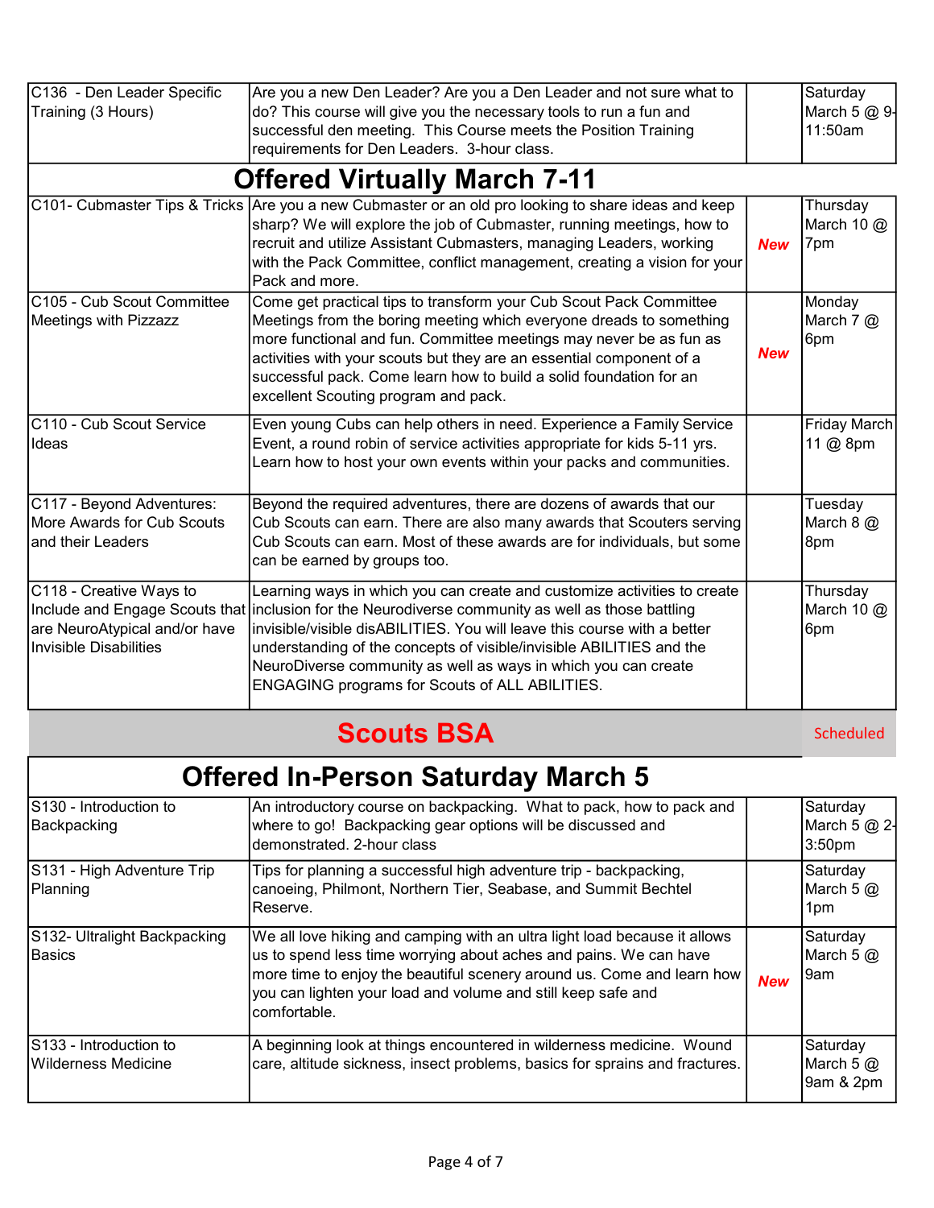| | | | |
|---|---|---|---|
| C136 - Den Leader Specific Training (3 Hours) | Are you a new Den Leader? Are you a Den Leader and not sure what to do? This course will give you the necessary tools to run a fun and successful den meeting. This Course meets the Position Training requirements for Den Leaders. 3-hour class. | | Saturday March 5 @ 9-11:50am |

## Offered Virtually March 7-11

| | | | |
|---|---|---|---|
| C101- Cubmaster Tips & Tricks | Are you a new Cubmaster or an old pro looking to share ideas and keep sharp? We will explore the job of Cubmaster, running meetings, how to recruit and utilize Assistant Cubmasters, managing Leaders, working with the Pack Committee, conflict management, creating a vision for your Pack and more. | ***New*** | Thursday March 10 @ 7pm |
| C105 - Cub Scout Committee Meetings with Pizzazz | Come get practical tips to transform your Cub Scout Pack Committee Meetings from the boring meeting which everyone dreads to something more functional and fun. Committee meetings may never be as fun as activities with your scouts but they are an essential component of a successful pack. Come learn how to build a solid foundation for an excellent Scouting program and pack. | ***New*** | Monday March 7 @ 6pm |
| C110 - Cub Scout Service Ideas | Even young Cubs can help others in need. Experience a Family Service Event, a round robin of service activities appropriate for kids 5-11 yrs. Learn how to host your own events within your packs and communities. | | Friday March 11 @ 8pm |
| C117 - Beyond Adventures: More Awards for Cub Scouts and their Leaders | Beyond the required adventures, there are dozens of awards that our Cub Scouts can earn. There are also many awards that Scouters serving Cub Scouts can earn. Most of these awards are for individuals, but some can be earned by groups too. | | Tuesday March 8 @ 8pm |
| C118 - Creative Ways to Include and Engage Scouts that are NeuroAtypical and/or have Invisible Disabilities | Learning ways in which you can create and customize activities to create inclusion for the Neurodiverse community as well as those battling invisible/visible disABILITIES. You will leave this course with a better understanding of the concepts of visible/invisible ABILITIES and the NeuroDiverse community as well as ways in which you can create ENGAGING programs for Scouts of ALL ABILITIES. | | Thursday March 10 @ 6pm |

# Scouts BSA

Scheduled

## Offered In-Person Saturday March 5

| | | | |
|---|---|---|---|
| S130 - Introduction to Backpacking | An introductory course on backpacking. What to pack, how to pack and where to go! Backpacking gear options will be discussed and demonstrated. 2-hour class | | Saturday March 5 @ 2-3:50pm |
| S131 - High Adventure Trip Planning | Tips for planning a successful high adventure trip - backpacking, canoeing, Philmont, Northern Tier, Seabase, and Summit Bechtel Reserve. | | Saturday March 5 @ 1pm |
| S132- Ultralight Backpacking Basics | We all love hiking and camping with an ultra light load because it allows us to spend less time worrying about aches and pains. We can have more time to enjoy the beautiful scenery around us. Come and learn how you can lighten your load and volume and still keep safe and comfortable. | ***New*** | Saturday March 5 @ 9am |
| S133 - Introduction to Wilderness Medicine | A beginning look at things encountered in wilderness medicine. Wound care, altitude sickness, insect problems, basics for sprains and fractures. | | Saturday March 5 @ 9am & 2pm |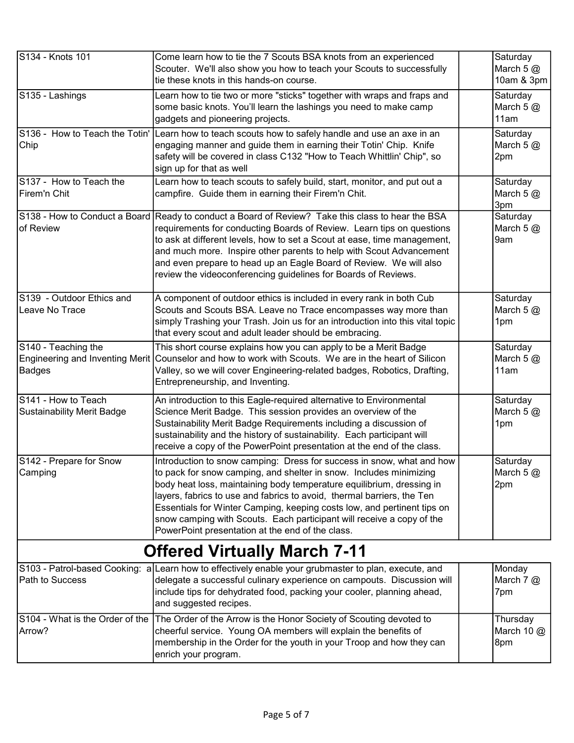| | | | |
|---|---|---|---|
| S134 - Knots 101 | Come learn how to tie the 7 Scouts BSA knots from an experienced Scouter. We'll also show you how to teach your Scouts to successfully tie these knots in this hands-on course. | | Saturday March 5 @ 10am & 3pm |
| S135 - Lashings | Learn how to tie two or more "sticks" together with wraps and fraps and some basic knots. You'll learn the lashings you need to make camp gadgets and pioneering projects. | | Saturday March 5 @ 11am |
| S136 - How to Teach the Totin' Chip | Learn how to teach scouts how to safely handle and use an axe in an engaging manner and guide them in earning their Totin' Chip. Knife safety will be covered in class C132 "How to Teach Whittlin' Chip", so sign up for that as well | | Saturday March 5 @ 2pm |
| S137 - How to Teach the Firem'n Chit | Learn how to teach scouts to safely build, start, monitor, and put out a campfire. Guide them in earning their Firem'n Chit. | | Saturday March 5 @ 3pm |
| S138 - How to Conduct a Board of Review | Ready to conduct a Board of Review? Take this class to hear the BSA requirements for conducting Boards of Review. Learn tips on questions to ask at different levels, how to set a Scout at ease, time management, and much more. Inspire other parents to help with Scout Advancement and even prepare to head up an Eagle Board of Review. We will also review the videoconferencing guidelines for Boards of Reviews. | | Saturday March 5 @ 9am |
| S139 - Outdoor Ethics and Leave No Trace | A component of outdoor ethics is included in every rank in both Cub Scouts and Scouts BSA. Leave no Trace encompasses way more than simply Trashing your Trash. Join us for an introduction into this vital topic that every scout and adult leader should be embracing. | | Saturday March 5 @ 1pm |
| S140 - Teaching the Engineering and Inventing Merit Badges | This short course explains how you can apply to be a Merit Badge Counselor and how to work with Scouts. We are in the heart of Silicon Valley, so we will cover Engineering-related badges, Robotics, Drafting, Entrepreneurship, and Inventing. | | Saturday March 5 @ 11am |
| S141 - How to Teach Sustainability Merit Badge | An introduction to this Eagle-required alternative to Environmental Science Merit Badge. This session provides an overview of the Sustainability Merit Badge Requirements including a discussion of sustainability and the history of sustainability. Each participant will receive a copy of the PowerPoint presentation at the end of the class. | | Saturday March 5 @ 1pm |
| S142 - Prepare for Snow Camping | Introduction to snow camping: Dress for success in snow, what and how to pack for snow camping, and shelter in snow. Includes minimizing body heat loss, maintaining body temperature equilibrium, dressing in layers, fabrics to use and fabrics to avoid, thermal barriers, the Ten Essentials for Winter Camping, keeping costs low, and pertinent tips on snow camping with Scouts. Each participant will receive a copy of the PowerPoint presentation at the end of the class. | | Saturday March 5 @ 2pm |

## Offered Virtually March 7-11

| | | | |
|---|---|---|---|
| S103 - Patrol-based Cooking: a Path to Success | Learn how to effectively enable your grubmaster to plan, execute, and delegate a successful culinary experience on campouts. Discussion will include tips for dehydrated food, packing your cooler, planning ahead, and suggested recipes. | | Monday March 7 @ 7pm |
| S104 - What is the Order of the Arrow? | The Order of the Arrow is the Honor Society of Scouting devoted to cheerful service. Young OA members will explain the benefits of membership in the Order for the youth in your Troop and how they can enrich your program. | | Thursday March 10 @ 8pm |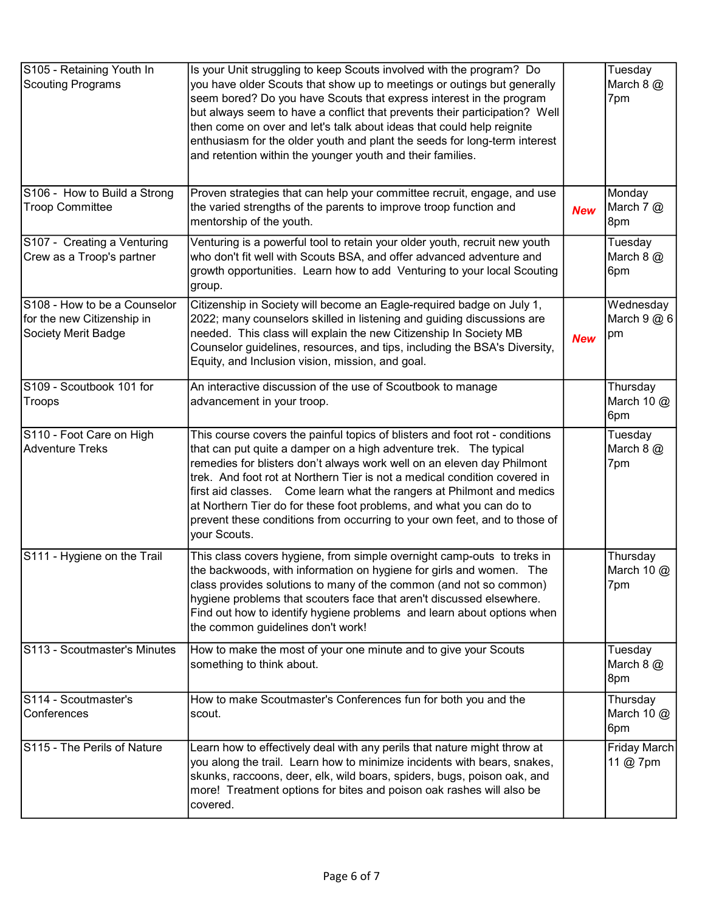| | | | |
|---|---|---|---|
| S105 - Retaining Youth In Scouting Programs | Is your Unit struggling to keep Scouts involved with the program? Do you have older Scouts that show up to meetings or outings but generally seem bored? Do you have Scouts that express interest in the program but always seem to have a conflict that prevents their participation? Well then come on over and let's talk about ideas that could help reignite enthusiasm for the older youth and plant the seeds for long-term interest and retention within the younger youth and their families. | | Tuesday March 8 @ 7pm |
| S106 - How to Build a Strong Troop Committee | Proven strategies that can help your committee recruit, engage, and use the varied strengths of the parents to improve troop function and mentorship of the youth. | ***New*** | Monday March 7 @ 8pm |
| S107 - Creating a Venturing Crew as a Troop's partner | Venturing is a powerful tool to retain your older youth, recruit new youth who don't fit well with Scouts BSA, and offer advanced adventure and growth opportunities. Learn how to add Venturing to your local Scouting group. | | Tuesday March 8 @ 6pm |
| S108 - How to be a Counselor for the new Citizenship in Society Merit Badge | Citizenship in Society will become an Eagle-required badge on July 1, 2022; many counselors skilled in listening and guiding discussions are needed. This class will explain the new Citizenship In Society MB Counselor guidelines, resources, and tips, including the BSA's Diversity, Equity, and Inclusion vision, mission, and goal. | ***New*** | Wednesday March 9 @ 6 pm |
| S109 - Scoutbook 101 for Troops | An interactive discussion of the use of Scoutbook to manage advancement in your troop. | | Thursday March 10 @ 6pm |
| S110 - Foot Care on High Adventure Treks | This course covers the painful topics of blisters and foot rot - conditions that can put quite a damper on a high adventure trek. The typical remedies for blisters don't always work well on an eleven day Philmont trek. And foot rot at Northern Tier is not a medical condition covered in first aid classes. Come learn what the rangers at Philmont and medics at Northern Tier do for these foot problems, and what you can do to prevent these conditions from occurring to your own feet, and to those of your Scouts. | | Tuesday March 8 @ 7pm |
| S111 - Hygiene on the Trail | This class covers hygiene, from simple overnight camp-outs to treks in the backwoods, with information on hygiene for girls and women. The class provides solutions to many of the common (and not so common) hygiene problems that scouters face that aren't discussed elsewhere. Find out how to identify hygiene problems and learn about options when the common guidelines don't work! | | Thursday March 10 @ 7pm |
| S113 - Scoutmaster's Minutes | How to make the most of your one minute and to give your Scouts something to think about. | | Tuesday March 8 @ 8pm |
| S114 - Scoutmaster's Conferences | How to make Scoutmaster's Conferences fun for both you and the scout. | | Thursday March 10 @ 6pm |
| S115 - The Perils of Nature | Learn how to effectively deal with any perils that nature might throw at you along the trail. Learn how to minimize incidents with bears, snakes, skunks, raccoons, deer, elk, wild boars, spiders, bugs, poison oak, and more! Treatment options for bites and poison oak rashes will also be covered. | | Friday March 11 @ 7pm |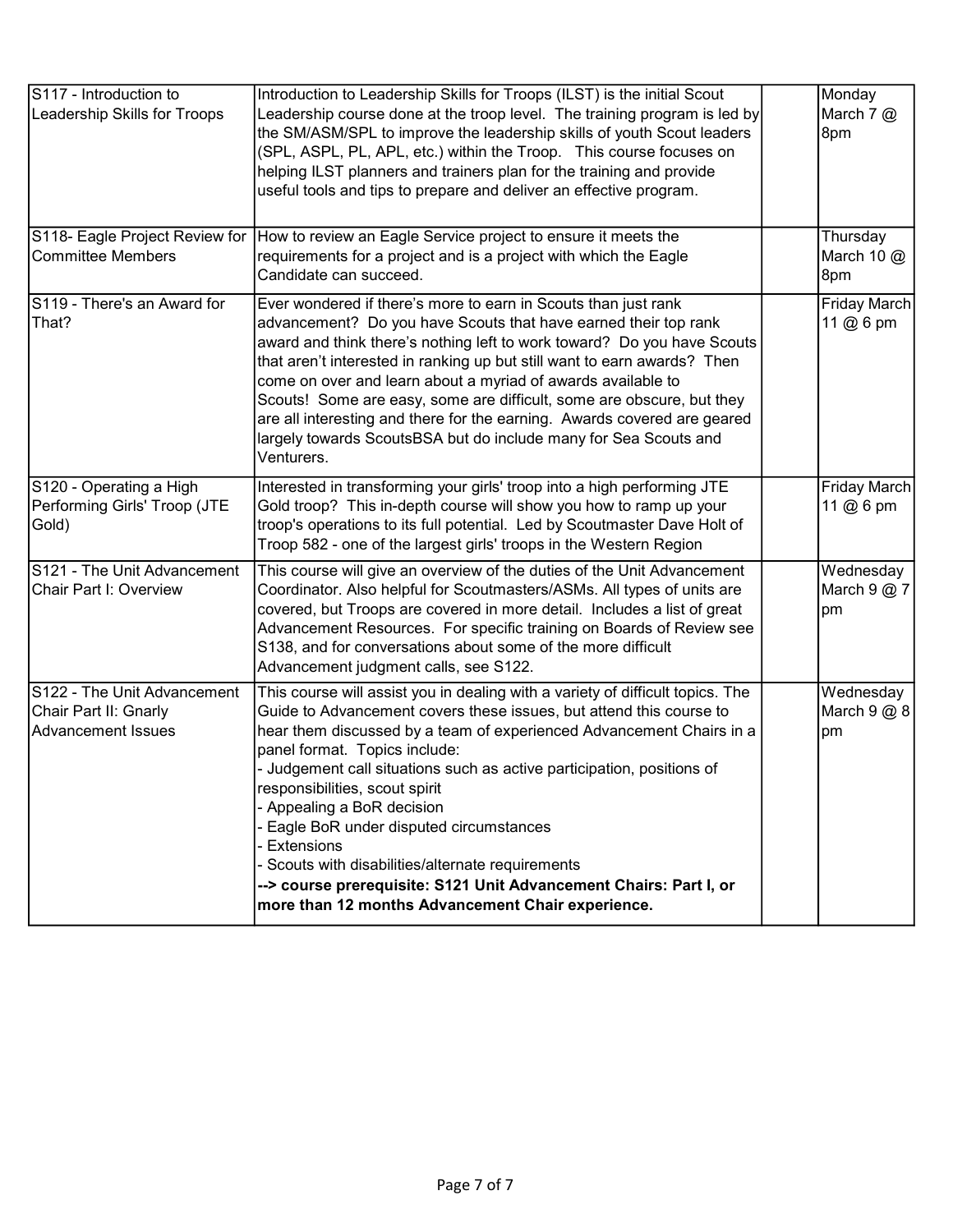| | | | |
|---|---|---|---|
| S117 - Introduction to Leadership Skills for Troops | Introduction to Leadership Skills for Troops (ILST) is the initial Scout Leadership course done at the troop level. The training program is led by the SM/ASM/SPL to improve the leadership skills of youth Scout leaders (SPL, ASPL, PL, APL, etc.) within the Troop. This course focuses on helping ILST planners and trainers plan for the training and provide useful tools and tips to prepare and deliver an effective program. | | Monday March 7 @ 8pm |
| S118- Eagle Project Review for Committee Members | How to review an Eagle Service project to ensure it meets the requirements for a project and is a project with which the Eagle Candidate can succeed. | | Thursday March 10 @ 8pm |
| S119 - There's an Award for That? | Ever wondered if there's more to earn in Scouts than just rank advancement? Do you have Scouts that have earned their top rank award and think there's nothing left to work toward? Do you have Scouts that aren't interested in ranking up but still want to earn awards? Then come on over and learn about a myriad of awards available to Scouts! Some are easy, some are difficult, some are obscure, but they are all interesting and there for the earning. Awards covered are geared largely towards ScoutsBSA but do include many for Sea Scouts and Venturers. | | Friday March 11 @ 6 pm |
| S120 - Operating a High Performing Girls' Troop (JTE Gold) | Interested in transforming your girls' troop into a high performing JTE Gold troop? This in-depth course will show you how to ramp up your troop's operations to its full potential. Led by Scoutmaster Dave Holt of Troop 582 - one of the largest girls' troops in the Western Region | | Friday March 11 @ 6 pm |
| S121 - The Unit Advancement Chair Part I: Overview | This course will give an overview of the duties of the Unit Advancement Coordinator. Also helpful for Scoutmasters/ASMs. All types of units are covered, but Troops are covered in more detail. Includes a list of great Advancement Resources. For specific training on Boards of Review see S138, and for conversations about some of the more difficult Advancement judgment calls, see S122. | | Wednesday March 9 @ 7 pm |
| S122 - The Unit Advancement Chair Part II: Gnarly Advancement Issues | This course will assist you in dealing with a variety of difficult topics. The Guide to Advancement covers these issues, but attend this course to hear them discussed by a team of experienced Advancement Chairs in a panel format. Topics include:<br>- Judgement call situations such as active participation, positions of responsibilities, scout spirit<br>- Appealing a BoR decision<br>- Eagle BoR under disputed circumstances<br>- Extensions<br>- Scouts with disabilities/alternate requirements<br>**--> course prerequisite: S121 Unit Advancement Chairs: Part I, or more than 12 months Advancement Chair experience.** | | Wednesday March 9 @ 8 pm |